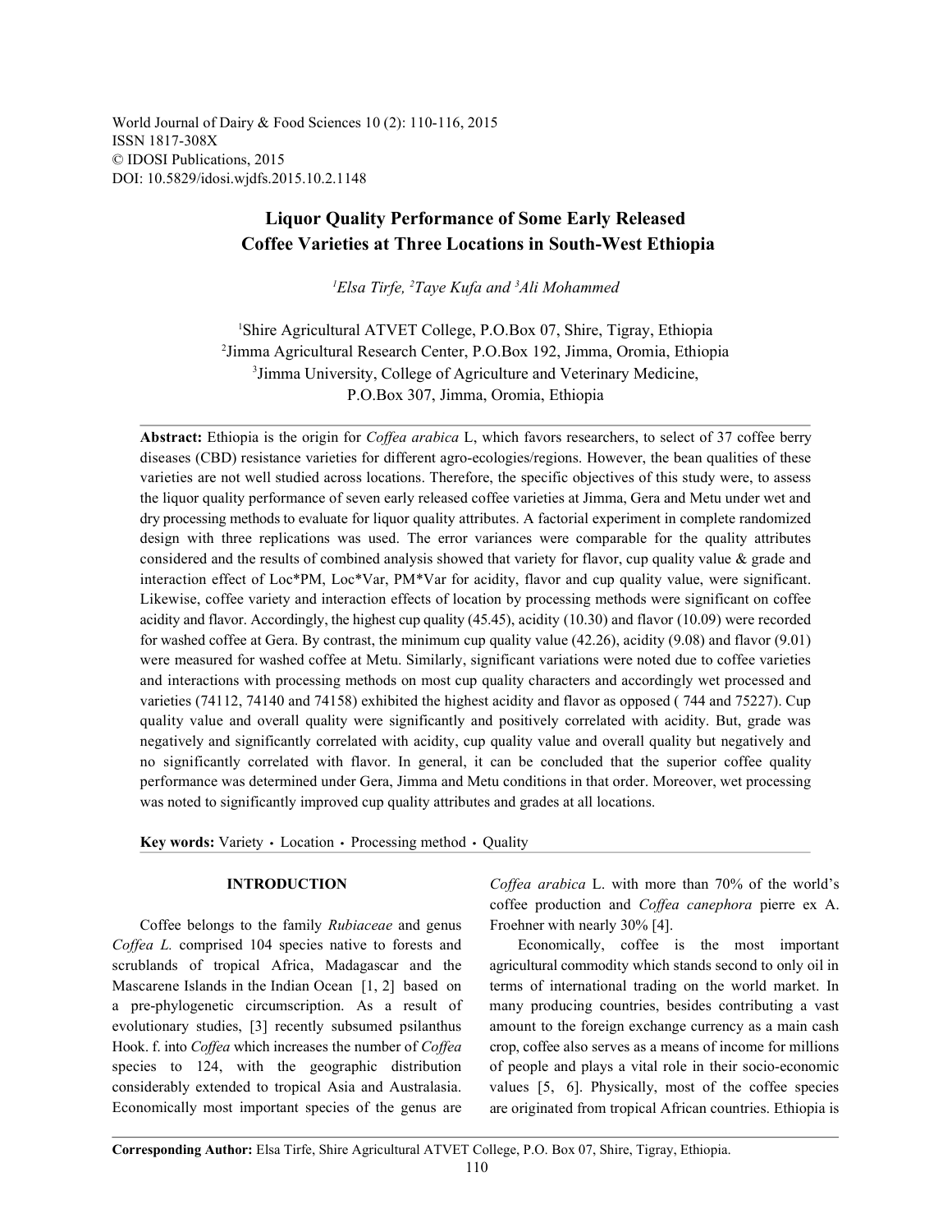World Journal of Dairy & Food Sciences 10 (2): 110-116, 2015
ISSN 1817-308X
© IDOSI Publications, 2015
DOI: 10.5829/idosi.wjdfs.2015.10.2.1148

# Liquor Quality Performance of Some Early Released Coffee Varieties at Three Locations in South-West Ethiopia

*[1]Elsa Tirfe, [2]Taye Kufa and [3]Ali Mohammed*

[1]Shire Agricultural ATVET College, P.O.Box 07, Shire, Tigray, Ethiopia
[2]Jimma Agricultural Research Center, P.O.Box 192, Jimma, Oromia, Ethiopia
[3]Jimma University, College of Agriculture and Veterinary Medicine, P.O.Box 307, Jimma, Oromia, Ethiopia

**Abstract:** Ethiopia is the origin for *Coffea arabica* L, which favors researchers, to select of 37 coffee berry diseases (CBD) resistance varieties for different agro-ecologies/regions. However, the bean qualities of these varieties are not well studied across locations. Therefore, the specific objectives of this study were, to assess the liquor quality performance of seven early released coffee varieties at Jimma, Gera and Metu under wet and dry processing methods to evaluate for liquor quality attributes. A factorial experiment in complete randomized design with three replications was used. The error variances were comparable for the quality attributes considered and the results of combined analysis showed that variety for flavor, cup quality value & grade and interaction effect of Loc*PM, Loc*Var, PM*Var for acidity, flavor and cup quality value, were significant. Likewise, coffee variety and interaction effects of location by processing methods were significant on coffee acidity and flavor. Accordingly, the highest cup quality (45.45), acidity (10.30) and flavor (10.09) were recorded for washed coffee at Gera. By contrast, the minimum cup quality value (42.26), acidity (9.08) and flavor (9.01) were measured for washed coffee at Metu. Similarly, significant variations were noted due to coffee varieties and interactions with processing methods on most cup quality characters and accordingly wet processed and varieties (74112, 74140 and 74158) exhibited the highest acidity and flavor as opposed ( 744 and 75227). Cup quality value and overall quality were significantly and positively correlated with acidity. But, grade was negatively and significantly correlated with acidity, cup quality value and overall quality but negatively and no significantly correlated with flavor. In general, it can be concluded that the superior coffee quality performance was determined under Gera, Jimma and Metu conditions in that order. Moreover, wet processing was noted to significantly improved cup quality attributes and grades at all locations.

**Key words:** Variety • Location • Processing method • Quality

## INTRODUCTION

Coffee belongs to the family *Rubiaceae* and genus *Coffea L.* comprised 104 species native to forests and scrublands of tropical Africa, Madagascar and the Mascarene Islands in the Indian Ocean [1, 2] based on a pre-phylogenetic circumscription. As a result of evolutionary studies, [3] recently subsumed psilanthus Hook. f. into *Coffea* which increases the number of *Coffea* species to 124, with the geographic distribution considerably extended to tropical Asia and Australasia. Economically most important species of the genus are *Coffea arabica* L. with more than 70% of the world's coffee production and *Coffea canephora* pierre ex A. Froehner with nearly 30% [4].

Economically, coffee is the most important agricultural commodity which stands second to only oil in terms of international trading on the world market. In many producing countries, besides contributing a vast amount to the foreign exchange currency as a main cash crop, coffee also serves as a means of income for millions of people and plays a vital role in their socio-economic values [5, 6]. Physically, most of the coffee species are originated from tropical African countries. Ethiopia is

**Corresponding Author:** Elsa Tirfe, Shire Agricultural ATVET College, P.O. Box 07, Shire, Tigray, Ethiopia.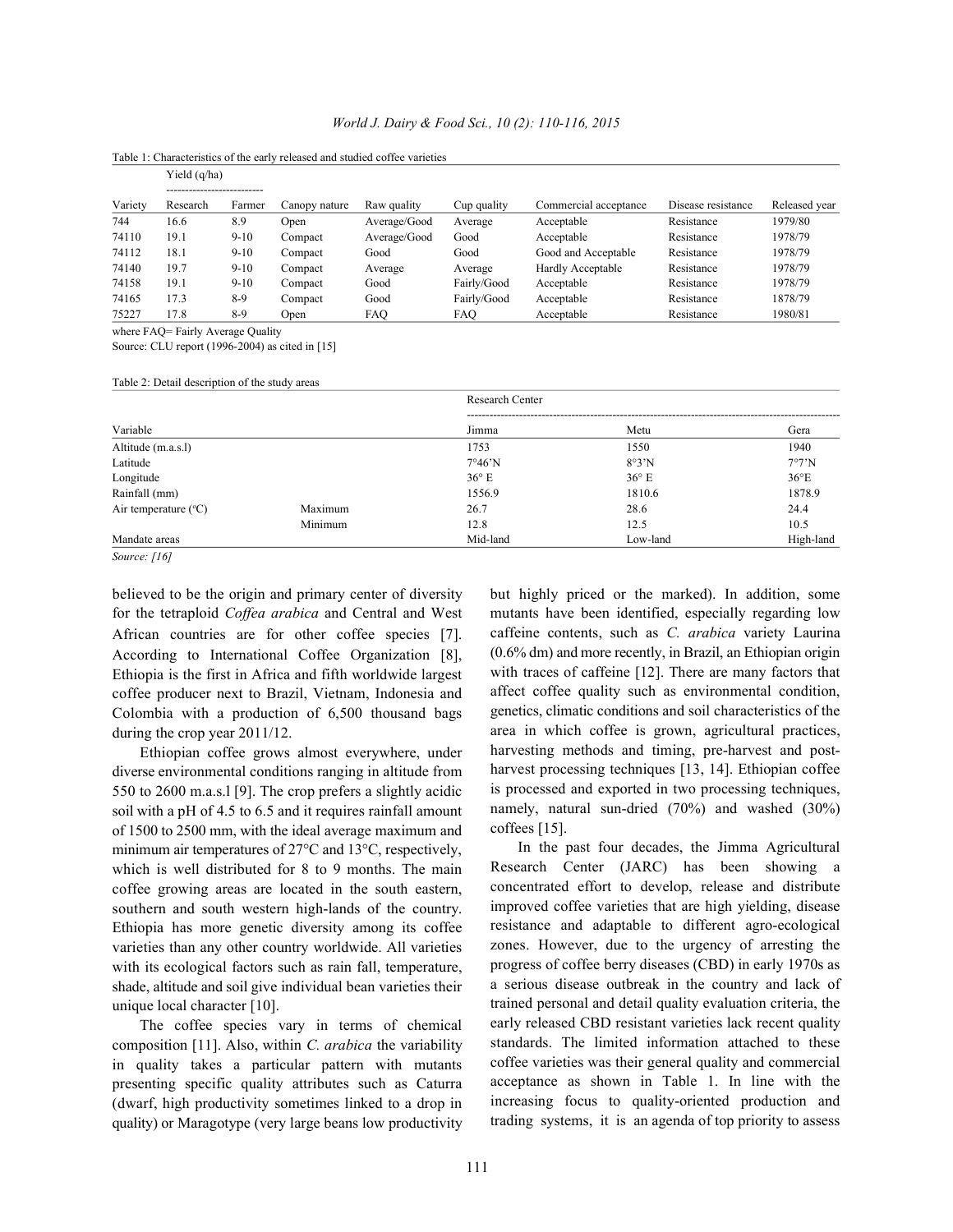Table 1: Characteristics of the early released and studied coffee varieties

| Variety | Yield (q/ha) Research | Yield (q/ha) Farmer | Canopy nature | Raw quality | Cup quality | Commercial acceptance | Disease resistance | Released year |
|---|---|---|---|---|---|---|---|---|
| 744 | 16.6 | 8.9 | Open | Average/Good | Average | Acceptable | Resistance | 1979/80 |
| 74110 | 19.1 | 9-10 | Compact | Average/Good | Good | Acceptable | Resistance | 1978/79 |
| 74112 | 18.1 | 9-10 | Compact | Good | Good | Good and Acceptable | Resistance | 1978/79 |
| 74140 | 19.7 | 9-10 | Compact | Average | Average | Hardly Acceptable | Resistance | 1978/79 |
| 74158 | 19.1 | 9-10 | Compact | Good | Fairly/Good | Acceptable | Resistance | 1978/79 |
| 74165 | 17.3 | 8-9 | Compact | Good | Fairly/Good | Acceptable | Resistance | 1878/79 |
| 75227 | 17.8 | 8-9 | Open | FAQ | FAQ | Acceptable | Resistance | 1980/81 |

where FAQ= Fairly Average Quality

Source: CLU report (1996-2004) as cited in [15]

Table 2: Detail description of the study areas

| Variable | | Research Center Jimma | Metu | Gera |
|---|---|---|---|---|
| Altitude (m.a.s.l) | | 1753 | 1550 | 1940 |
| Latitude | | 7°46'N | 8°3'N | 7°7'N |
| Longitude | | 36° E | 36° E | 36°E |
| Rainfall (mm) | | 1556.9 | 1810.6 | 1878.9 |
| Air temperature (°C) | Maximum | 26.7 | 28.6 | 24.4 |
| | Minimum | 12.8 | 12.5 | 10.5 |
| Mandate areas | | Mid-land | Low-land | High-land |

*Source: [16]*

believed to be the origin and primary center of diversity for the tetraploid *Coffea arabica* and Central and West African countries are for other coffee species [7]. According to International Coffee Organization [8], Ethiopia is the first in Africa and fifth worldwide largest coffee producer next to Brazil, Vietnam, Indonesia and Colombia with a production of 6,500 thousand bags during the crop year 2011/12.

Ethiopian coffee grows almost everywhere, under diverse environmental conditions ranging in altitude from 550 to 2600 m.a.s.l [9]. The crop prefers a slightly acidic soil with a pH of 4.5 to 6.5 and it requires rainfall amount of 1500 to 2500 mm, with the ideal average maximum and minimum air temperatures of 27°C and 13°C, respectively, which is well distributed for 8 to 9 months. The main coffee growing areas are located in the south eastern, southern and south western high-lands of the country. Ethiopia has more genetic diversity among its coffee varieties than any other country worldwide. All varieties with its ecological factors such as rain fall, temperature, shade, altitude and soil give individual bean varieties their unique local character [10].

The coffee species vary in terms of chemical composition [11]. Also, within *C. arabica* the variability in quality takes a particular pattern with mutants presenting specific quality attributes such as Caturra (dwarf, high productivity sometimes linked to a drop in quality) or Maragotype (very large beans low productivity but highly priced or the marked). In addition, some mutants have been identified, especially regarding low caffeine contents, such as *C. arabica* variety Laurina (0.6% dm) and more recently, in Brazil, an Ethiopian origin with traces of caffeine [12]. There are many factors that affect coffee quality such as environmental condition, genetics, climatic conditions and soil characteristics of the area in which coffee is grown, agricultural practices, harvesting methods and timing, pre-harvest and post-harvest processing techniques [13, 14]. Ethiopian coffee is processed and exported in two processing techniques, namely, natural sun-dried (70%) and washed (30%) coffees [15].

In the past four decades, the Jimma Agricultural Research Center (JARC) has been showing a concentrated effort to develop, release and distribute improved coffee varieties that are high yielding, disease resistance and adaptable to different agro-ecological zones. However, due to the urgency of arresting the progress of coffee berry diseases (CBD) in early 1970s as a serious disease outbreak in the country and lack of trained personal and detail quality evaluation criteria, the early released CBD resistant varieties lack recent quality standards. The limited information attached to these coffee varieties was their general quality and commercial acceptance as shown in Table 1. In line with the increasing focus to quality-oriented production and trading systems, it is an agenda of top priority to assess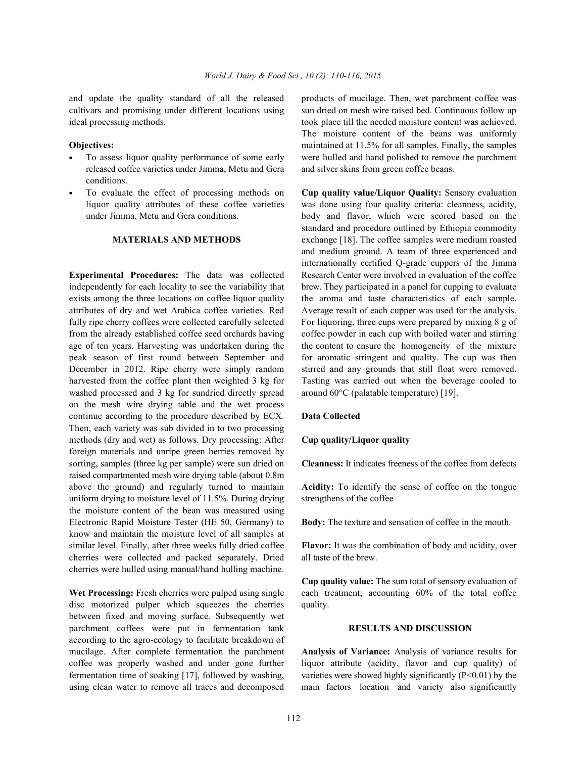and update the quality standard of all the released cultivars and promising under different locations using ideal processing methods.

**Objectives:**

- To assess liquor quality performance of some early released coffee varieties under Jimma, Metu and Gera conditions.
- To evaluate the effect of processing methods on liquor quality attributes of these coffee varieties under Jimma, Metu and Gera conditions.

## MATERIALS AND METHODS

**Experimental Procedures:** The data was collected independently for each locality to see the variability that exists among the three locations on coffee liquor quality attributes of dry and wet Arabica coffee varieties. Red fully ripe cherry coffees were collected carefully selected from the already established coffee seed orchards having age of ten years. Harvesting was undertaken during the peak season of first round between September and December in 2012. Ripe cherry were simply random harvested from the coffee plant then weighted 3 kg for washed processed and 3 kg for sundried directly spread on the mesh wire drying table and the wet process continue according to the procedure described by ECX. Then, each variety was sub divided in to two processing methods (dry and wet) as follows. Dry processing: After foreign materials and unripe green berries removed by sorting, samples (three kg per sample) were sun dried on raised compartmented mesh wire drying table (about 0.8m above the ground) and regularly turned to maintain uniform drying to moisture level of 11.5%. During drying the moisture content of the bean was measured using Electronic Rapid Moisture Tester (HE 50, Germany) to know and maintain the moisture level of all samples at similar level. Finally, after three weeks fully dried coffee cherries were collected and packed separately. Dried cherries were hulled using manual/hand hulling machine.

**Wet Processing:** Fresh cherries were pulped using single disc motorized pulper which squeezes the cherries between fixed and moving surface. Subsequently wet parchment coffees were put in fermentation tank according to the agro-ecology to facilitate breakdown of mucilage. After complete fermentation the parchment coffee was properly washed and under gone further fermentation time of soaking [17], followed by washing, using clean water to remove all traces and decomposed products of mucilage. Then, wet parchment coffee was sun dried on mesh wire raised bed. Continuous follow up took place till the needed moisture content was achieved. The moisture content of the beans was uniformly maintained at 11.5% for all samples. Finally, the samples were hulled and hand polished to remove the parchment and silver skins from green coffee beans.

**Cup quality value/Liquor Quality:** Sensory evaluation was done using four quality criteria: cleanness, acidity, body and flavor, which were scored based on the standard and procedure outlined by Ethiopia commodity exchange [18]. The coffee samples were medium roasted and medium ground. A team of three experienced and internationally certified Q-grade cuppers of the Jimma Research Center were involved in evaluation of the coffee brew. They participated in a panel for cupping to evaluate the aroma and taste characteristics of each sample. Average result of each cupper was used for the analysis. For liquoring, three cups were prepared by mixing 8 g of coffee powder in each cup with boiled water and stirring the content to ensure the homogeneity of the mixture for aromatic stringent and quality. The cup was then stirred and any grounds that still float were removed. Tasting was carried out when the beverage cooled to around 60°C (palatable temperature) [19].

### Data Collected

### Cup quality/Liquor quality

**Cleanness:** It indicates freeness of the coffee from defects

**Acidity:** To identify the sense of coffee on the tongue strengthens of the coffee

**Body:** The texture and sensation of coffee in the mouth.

**Flavor:** It was the combination of body and acidity, over all taste of the brew.

**Cup quality value:** The sum total of sensory evaluation of each treatment; accounting 60% of the total coffee quality.

## RESULTS AND DISCUSSION

**Analysis of Variance:** Analysis of variance results for liquor attribute (acidity, flavor and cup quality) of varieties were showed highly significantly ($P<0.01$) by the main factors location and variety also significantly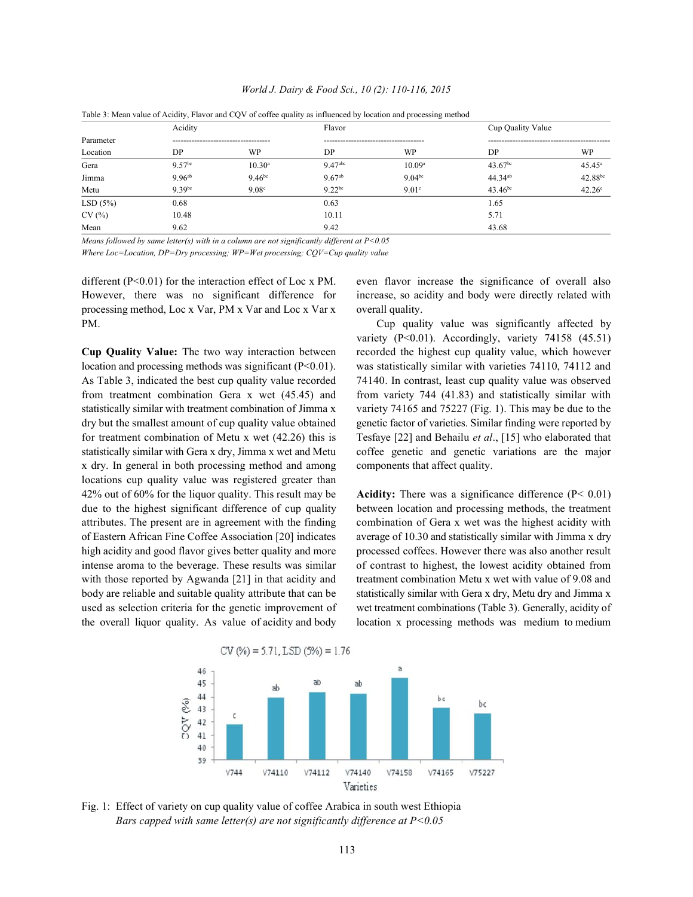Table 3: Mean value of Acidity, Flavor and CQV of coffee quality as influenced by location and processing method

| Parameter | Acidity | | Flavor | | Cup Quality Value | |
|---|---|---|---|---|---|---|
| Location | DP | WP | DP | WP | DP | WP |
| Gera | 9.57[bc] | 10.30[a] | 9.47[abc] | 10.09[a] | 43.67[bc] | 45.45[a] |
| Jimma | 9.96[ab] | 9.46[bc] | 9.67[ab] | 9.04[bc] | 44.34[ab] | 42.88[bc] |
| Metu | 9.39[bc] | 9.08[c] | 9.22[bc] | 9.01[c] | 43.46[bc] | 42.26[c] |
| LSD (5%) | 0.68 | | 0.63 | | 1.65 | |
| CV (%) | 10.48 | | 10.11 | | 5.71 | |
| Mean | 9.62 | | 9.42 | | 43.68 | |

*Means followed by same letter(s) with in a column are not significantly different at P<0.05*

*Where Loc=Location, DP=Dry processing; WP=Wet processing; CQV=Cup quality value*

different (P<0.01) for the interaction effect of Loc x PM. However, there was no significant difference for processing method, Loc x Var, PM x Var and Loc x Var x PM.

**Cup Quality Value:** The two way interaction between location and processing methods was significant (P<0.01). As Table 3, indicated the best cup quality value recorded from treatment combination Gera x wet (45.45) and statistically similar with treatment combination of Jimma x dry but the smallest amount of cup quality value obtained for treatment combination of Metu x wet (42.26) this is statistically similar with Gera x dry, Jimma x wet and Metu x dry. In general in both processing method and among locations cup quality value was registered greater than 42% out of 60% for the liquor quality. This result may be due to the highest significant difference of cup quality attributes. The present are in agreement with the finding of Eastern African Fine Coffee Association [20] indicates high acidity and good flavor gives better quality and more intense aroma to the beverage. These results was similar with those reported by Agwanda [21] in that acidity and body are reliable and suitable quality attribute that can be used as selection criteria for the genetic improvement of the overall liquor quality. As value of acidity and body even flavor increase the significance of overall also increase, so acidity and body were directly related with overall quality.

Cup quality value was significantly affected by variety (P<0.01). Accordingly, variety 74158 (45.51) recorded the highest cup quality value, which however was statistically similar with varieties 74110, 74112 and 74140. In contrast, least cup quality value was observed from variety 744 (41.83) and statistically similar with variety 74165 and 75227 (Fig. 1). This may be due to the genetic factor of varieties. Similar finding were reported by Tesfaye [22] and Behailu *et al*., [15] who elaborated that coffee genetic and genetic variations are the major components that affect quality.

**Acidity:** There was a significance difference (P< 0.01) between location and processing methods, the treatment combination of Gera x wet was the highest acidity with average of 10.30 and statistically similar with Jimma x dry processed coffees. However there was also another result of contrast to highest, the lowest acidity obtained from treatment combination Metu x wet with value of 9.08 and statistically similar with Gera x dry, Metu dry and Jimma x wet treatment combinations (Table 3). Generally, acidity of location x processing methods was medium to medium

CV (%) = 5.71, LSD (5%) = 1.76

| Variety | V744 | V74110 | V74112 | V74140 | V74158 | V74165 | V75227 |
|---|---|---|---|---|---|---|---|
| Letter | c | ab | ab | ab | a | bc | bc |

Fig. 1: Effect of variety on cup quality value of coffee Arabica in south west Ethiopia
*Bars capped with same letter(s) are not significantly difference at P<0.05*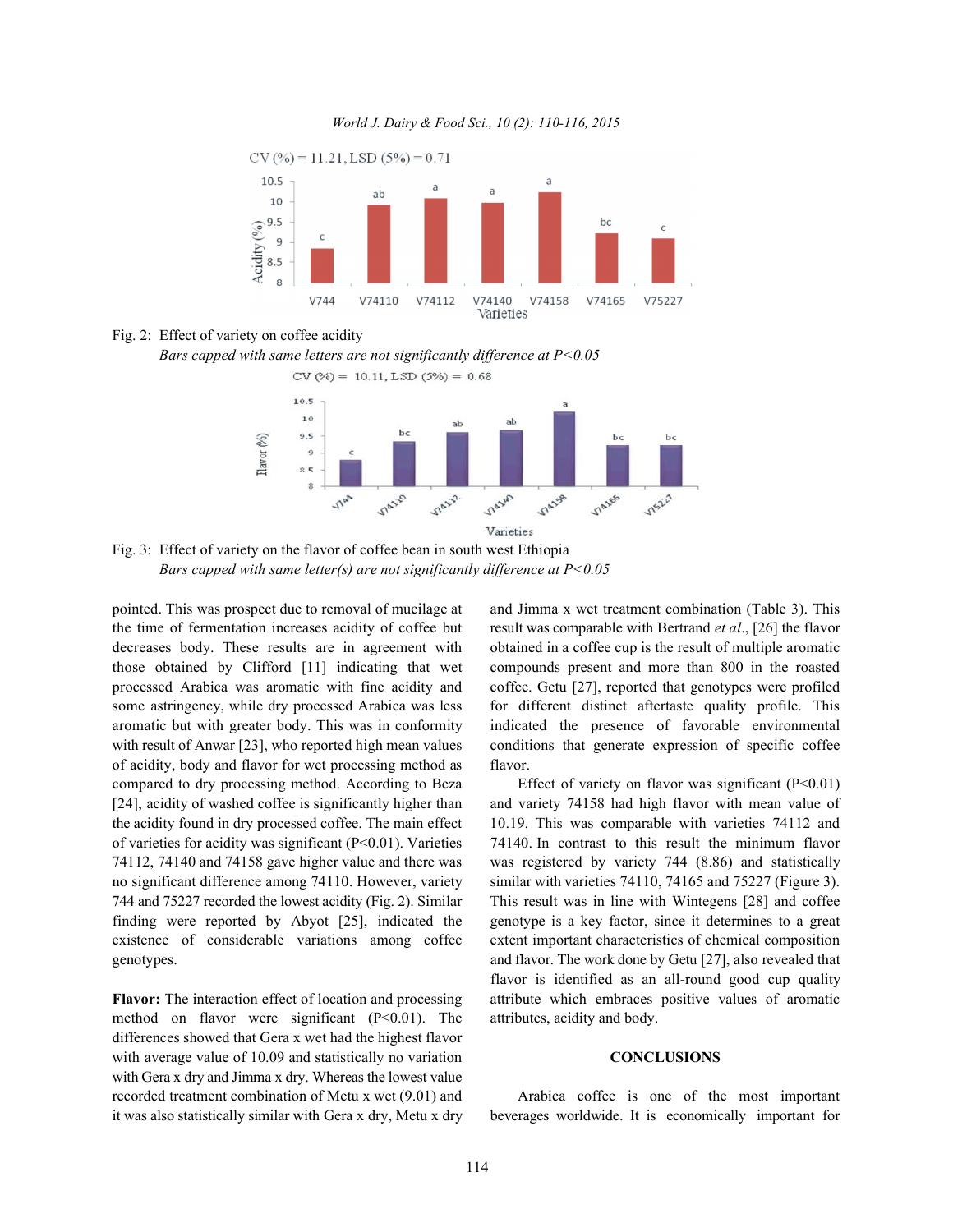CV (%) = 11.21, LSD (5%) = 0.71

Fig. 2: Effect of variety on coffee acidity

*Bars capped with same letters are not significantly difference at P<0.05*

CV (%) = 10.11, LSD (5%) = 0.68

Fig. 3: Effect of variety on the flavor of coffee bean in south west Ethiopia

*Bars capped with same letter(s) are not significantly difference at P<0.05*

pointed. This was prospect due to removal of mucilage at the time of fermentation increases acidity of coffee but decreases body. These results are in agreement with those obtained by Clifford [11] indicating that wet processed Arabica was aromatic with fine acidity and some astringency, while dry processed Arabica was less aromatic but with greater body. This was in conformity with result of Anwar [23], who reported high mean values of acidity, body and flavor for wet processing method as compared to dry processing method. According to Beza [24], acidity of washed coffee is significantly higher than the acidity found in dry processed coffee. The main effect of varieties for acidity was significant (P<0.01). Varieties 74112, 74140 and 74158 gave higher value and there was no significant difference among 74110. However, variety 744 and 75227 recorded the lowest acidity (Fig. 2). Similar finding were reported by Abyot [25], indicated the existence of considerable variations among coffee genotypes.

**Flavor:** The interaction effect of location and processing method on flavor were significant (P<0.01). The differences showed that Gera x wet had the highest flavor with average value of 10.09 and statistically no variation with Gera x dry and Jimma x dry. Whereas the lowest value recorded treatment combination of Metu x wet (9.01) and it was also statistically similar with Gera x dry, Metu x dry and Jimma x wet treatment combination (Table 3). This result was comparable with Bertrand *et al*., [26] the flavor obtained in a coffee cup is the result of multiple aromatic compounds present and more than 800 in the roasted coffee. Getu [27], reported that genotypes were profiled for different distinct aftertaste quality profile. This indicated the presence of favorable environmental conditions that generate expression of specific coffee flavor.

Effect of variety on flavor was significant (P<0.01) and variety 74158 had high flavor with mean value of 10.19. This was comparable with varieties 74112 and 74140. In contrast to this result the minimum flavor was registered by variety 744 (8.86) and statistically similar with varieties 74110, 74165 and 75227 (Figure 3). This result was in line with Wintegens [28] and coffee genotype is a key factor, since it determines to a great extent important characteristics of chemical composition and flavor. The work done by Getu [27], also revealed that flavor is identified as an all-round good cup quality attribute which embraces positive values of aromatic attributes, acidity and body.

## CONCLUSIONS

Arabica coffee is one of the most important beverages worldwide. It is economically important for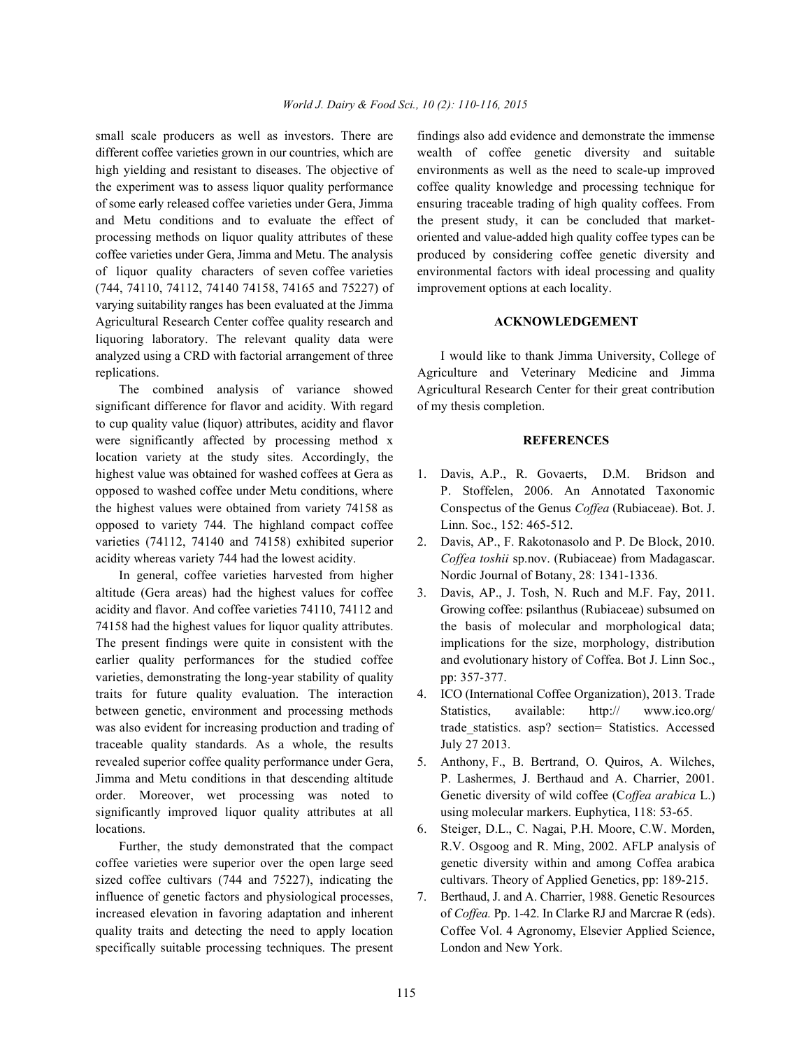small scale producers as well as investors. There are different coffee varieties grown in our countries, which are high yielding and resistant to diseases. The objective of the experiment was to assess liquor quality performance of some early released coffee varieties under Gera, Jimma and Metu conditions and to evaluate the effect of processing methods on liquor quality attributes of these coffee varieties under Gera, Jimma and Metu. The analysis of liquor quality characters of seven coffee varieties (744, 74110, 74112, 74140 74158, 74165 and 75227) of varying suitability ranges has been evaluated at the Jimma Agricultural Research Center coffee quality research and liquoring laboratory. The relevant quality data were analyzed using a CRD with factorial arrangement of three replications.

The combined analysis of variance showed significant difference for flavor and acidity. With regard to cup quality value (liquor) attributes, acidity and flavor were significantly affected by processing method x location variety at the study sites. Accordingly, the highest value was obtained for washed coffees at Gera as opposed to washed coffee under Metu conditions, where the highest values were obtained from variety 74158 as opposed to variety 744. The highland compact coffee varieties (74112, 74140 and 74158) exhibited superior acidity whereas variety 744 had the lowest acidity.

In general, coffee varieties harvested from higher altitude (Gera areas) had the highest values for coffee acidity and flavor. And coffee varieties 74110, 74112 and 74158 had the highest values for liquor quality attributes. The present findings were quite in consistent with the earlier quality performances for the studied coffee varieties, demonstrating the long-year stability of quality traits for future quality evaluation. The interaction between genetic, environment and processing methods was also evident for increasing production and trading of traceable quality standards. As a whole, the results revealed superior coffee quality performance under Gera, Jimma and Metu conditions in that descending altitude order. Moreover, wet processing was noted to significantly improved liquor quality attributes at all locations.

Further, the study demonstrated that the compact coffee varieties were superior over the open large seed sized coffee cultivars (744 and 75227), indicating the influence of genetic factors and physiological processes, increased elevation in favoring adaptation and inherent quality traits and detecting the need to apply location specifically suitable processing techniques. The present findings also add evidence and demonstrate the immense wealth of coffee genetic diversity and suitable environments as well as the need to scale-up improved coffee quality knowledge and processing technique for ensuring traceable trading of high quality coffees. From the present study, it can be concluded that market-oriented and value-added high quality coffee types can be produced by considering coffee genetic diversity and environmental factors with ideal processing and quality improvement options at each locality.

## ACKNOWLEDGEMENT

I would like to thank Jimma University, College of Agriculture and Veterinary Medicine and Jimma Agricultural Research Center for their great contribution of my thesis completion.

## REFERENCES

1. Davis, A.P., R. Govaerts, D.M. Bridson and P. Stoffelen, 2006. An Annotated Taxonomic Conspectus of the Genus *Coffea* (Rubiaceae). Bot. J. Linn. Soc., 152: 465-512.
2. Davis, AP., F. Rakotonasolo and P. De Block, 2010. *Coffea toshii* sp.nov. (Rubiaceae) from Madagascar. Nordic Journal of Botany, 28: 1341-1336.
3. Davis, AP., J. Tosh, N. Ruch and M.F. Fay, 2011. Growing coffee: psilanthus (Rubiaceae) subsumed on the basis of molecular and morphological data; implications for the size, morphology, distribution and evolutionary history of Coffea. Bot J. Linn Soc., pp: 357-377.
4. ICO (International Coffee Organization), 2013. Trade Statistics, available: http:// www.ico.org/ trade_statistics. asp? section= Statistics. Accessed July 27 2013.
5. Anthony, F., B. Bertrand, O. Quiros, A. Wilches, P. Lashermes, J. Berthaud and A. Charrier, 2001. Genetic diversity of wild coffee (C*offea arabica* L.) using molecular markers. Euphytica, 118: 53-65.
6. Steiger, D.L., C. Nagai, P.H. Moore, C.W. Morden, R.V. Osgoog and R. Ming, 2002. AFLP analysis of genetic diversity within and among Coffea arabica cultivars. Theory of Applied Genetics, pp: 189-215.
7. Berthaud, J. and A. Charrier, 1988. Genetic Resources of *Coffea.* Pp. 1-42. In Clarke RJ and Marcrae R (eds). Coffee Vol. 4 Agronomy, Elsevier Applied Science, London and New York.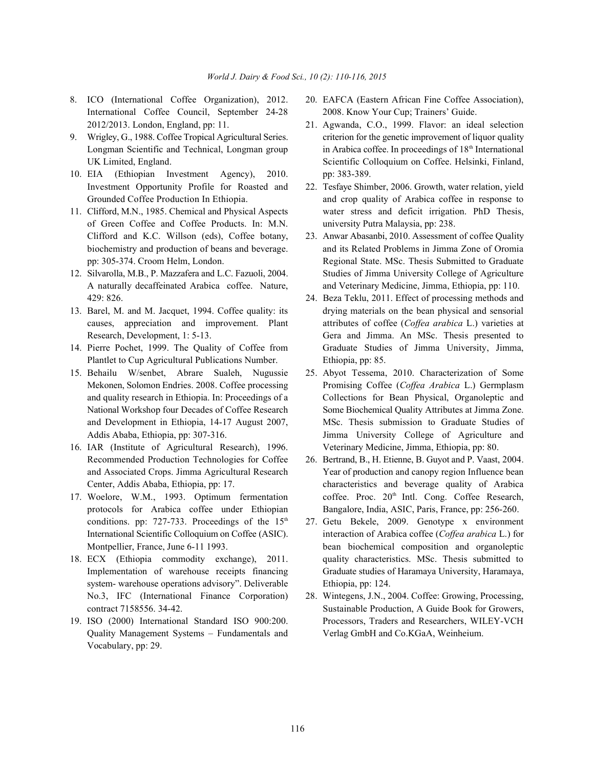8. ICO (International Coffee Organization), 2012. International Coffee Council, September 24-28 2012/2013. London, England, pp: 11.
9. Wrigley, G., 1988. Coffee Tropical Agricultural Series. Longman Scientific and Technical, Longman group UK Limited, England.
10. EIA (Ethiopian Investment Agency), 2010. Investment Opportunity Profile for Roasted and Grounded Coffee Production In Ethiopia.
11. Clifford, M.N., 1985. Chemical and Physical Aspects of Green Coffee and Coffee Products. In: M.N. Clifford and K.C. Willson (eds), Coffee botany, biochemistry and production of beans and beverage. pp: 305-374. Croom Helm, London.
12. Silvarolla, M.B., P. Mazzafera and L.C. Fazuoli, 2004. A naturally decaffeinated Arabica coffee. Nature, 429: 826.
13. Barel, M. and M. Jacquet, 1994. Coffee quality: its causes, appreciation and improvement. Plant Research, Development, 1: 5-13.
14. Pierre Pochet, 1999. The Quality of Coffee from Plantlet to Cup Agricultural Publications Number.
15. Behailu W/senbet, Abrare Sualeh, Nugussie Mekonen, Solomon Endries. 2008. Coffee processing and quality research in Ethiopia. In: Proceedings of a National Workshop four Decades of Coffee Research and Development in Ethiopia, 14-17 August 2007, Addis Ababa, Ethiopia, pp: 307-316.
16. IAR (Institute of Agricultural Research), 1996. Recommended Production Technologies for Coffee and Associated Crops. Jimma Agricultural Research Center, Addis Ababa, Ethiopia, pp: 17.
17. Woelore, W.M., 1993. Optimum fermentation protocols for Arabica coffee under Ethiopian conditions. pp: 727-733. Proceedings of the 15th International Scientific Colloquium on Coffee (ASIC). Montpellier, France, June 6-11 1993.
18. ECX (Ethiopia commodity exchange), 2011. Implementation of warehouse receipts financing system- warehouse operations advisory". Deliverable No.3, IFC (International Finance Corporation) contract 7158556. 34-42.
19. ISO (2000) International Standard ISO 900:200. Quality Management Systems – Fundamentals and Vocabulary, pp: 29.
20. EAFCA (Eastern African Fine Coffee Association), 2008. Know Your Cup; Trainers' Guide.
21. Agwanda, C.O., 1999. Flavor: an ideal selection criterion for the genetic improvement of liquor quality in Arabica coffee. In proceedings of 18th International Scientific Colloquium on Coffee. Helsinki, Finland, pp: 383-389.
22. Tesfaye Shimber, 2006. Growth, water relation, yield and crop quality of Arabica coffee in response to water stress and deficit irrigation. PhD Thesis, university Putra Malaysia, pp: 238.
23. Anwar Abasanbi, 2010. Assessment of coffee Quality and its Related Problems in Jimma Zone of Oromia Regional State. MSc. Thesis Submitted to Graduate Studies of Jimma University College of Agriculture and Veterinary Medicine, Jimma, Ethiopia, pp: 110.
24. Beza Teklu, 2011. Effect of processing methods and drying materials on the bean physical and sensorial attributes of coffee (*Coffea arabica* L.) varieties at Gera and Jimma. An MSc. Thesis presented to Graduate Studies of Jimma University, Jimma, Ethiopia, pp: 85.
25. Abyot Tessema, 2010. Characterization of Some Promising Coffee (*Coffea Arabica* L.) Germplasm Collections for Bean Physical, Organoleptic and Some Biochemical Quality Attributes at Jimma Zone. MSc. Thesis submission to Graduate Studies of Jimma University College of Agriculture and Veterinary Medicine, Jimma, Ethiopia, pp: 80.
26. Bertrand, B., H. Etienne, B. Guyot and P. Vaast, 2004. Year of production and canopy region Influence bean characteristics and beverage quality of Arabica coffee. Proc. 20th Intl. Cong. Coffee Research, Bangalore, India, ASIC, Paris, France, pp: 256-260.
27. Getu Bekele, 2009. Genotype x environment interaction of Arabica coffee (*Coffea arabica* L.) for bean biochemical composition and organoleptic quality characteristics. MSc. Thesis submitted to Graduate studies of Haramaya University, Haramaya, Ethiopia, pp: 124.
28. Wintegens, J.N., 2004. Coffee: Growing, Processing, Sustainable Production, A Guide Book for Growers, Processors, Traders and Researchers, WILEY-VCH Verlag GmbH and Co.KGaA, Weinheium.